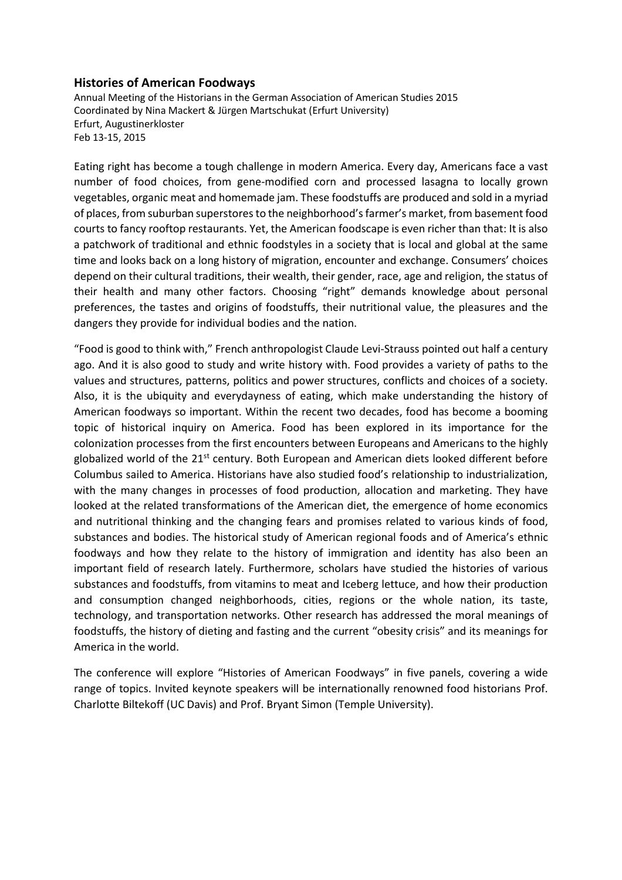## Histories of American Foodways

Annual Meeting of the Historians in the German Association of American Studies 2015
Coordinated by Nina Mackert & Jürgen Martschukat (Erfurt University)
Erfurt, Augustinerkloster
Feb 13-15, 2015

Eating right has become a tough challenge in modern America. Every day, Americans face a vast number of food choices, from gene-modified corn and processed lasagna to locally grown vegetables, organic meat and homemade jam. These foodstuffs are produced and sold in a myriad of places, from suburban superstores to the neighborhood's farmer's market, from basement food courts to fancy rooftop restaurants. Yet, the American foodscape is even richer than that: It is also a patchwork of traditional and ethnic foodstyles in a society that is local and global at the same time and looks back on a long history of migration, encounter and exchange. Consumers' choices depend on their cultural traditions, their wealth, their gender, race, age and religion, the status of their health and many other factors. Choosing "right" demands knowledge about personal preferences, the tastes and origins of foodstuffs, their nutritional value, the pleasures and the dangers they provide for individual bodies and the nation.

"Food is good to think with," French anthropologist Claude Levi-Strauss pointed out half a century ago. And it is also good to study and write history with. Food provides a variety of paths to the values and structures, patterns, politics and power structures, conflicts and choices of a society. Also, it is the ubiquity and everydayness of eating, which make understanding the history of American foodways so important. Within the recent two decades, food has become a booming topic of historical inquiry on America. Food has been explored in its importance for the colonization processes from the first encounters between Europeans and Americans to the highly globalized world of the 21st century. Both European and American diets looked different before Columbus sailed to America. Historians have also studied food's relationship to industrialization, with the many changes in processes of food production, allocation and marketing. They have looked at the related transformations of the American diet, the emergence of home economics and nutritional thinking and the changing fears and promises related to various kinds of food, substances and bodies. The historical study of American regional foods and of America's ethnic foodways and how they relate to the history of immigration and identity has also been an important field of research lately. Furthermore, scholars have studied the histories of various substances and foodstuffs, from vitamins to meat and Iceberg lettuce, and how their production and consumption changed neighborhoods, cities, regions or the whole nation, its taste, technology, and transportation networks. Other research has addressed the moral meanings of foodstuffs, the history of dieting and fasting and the current "obesity crisis" and its meanings for America in the world.

The conference will explore "Histories of American Foodways" in five panels, covering a wide range of topics. Invited keynote speakers will be internationally renowned food historians Prof. Charlotte Biltekoff (UC Davis) and Prof. Bryant Simon (Temple University).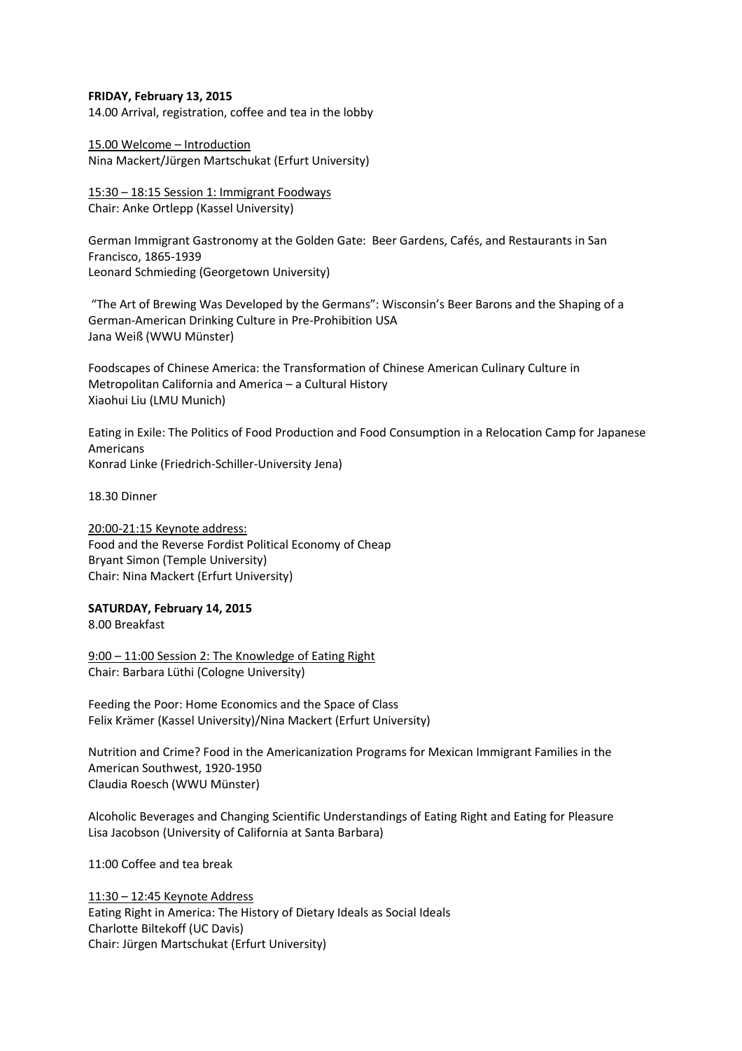**FRIDAY, February 13, 2015**
14.00 Arrival, registration, coffee and tea in the lobby

15.00 Welcome – Introduction
Nina Mackert/Jürgen Martschukat (Erfurt University)

15:30 – 18:15 Session 1: Immigrant Foodways
Chair: Anke Ortlepp (Kassel University)

German Immigrant Gastronomy at the Golden Gate: Beer Gardens, Cafés, and Restaurants in San Francisco, 1865-1939
Leonard Schmieding (Georgetown University)

"The Art of Brewing Was Developed by the Germans": Wisconsin's Beer Barons and the Shaping of a German-American Drinking Culture in Pre-Prohibition USA
Jana Weiß (WWU Münster)

Foodscapes of Chinese America: the Transformation of Chinese American Culinary Culture in Metropolitan California and America – a Cultural History
Xiaohui Liu (LMU Munich)

Eating in Exile: The Politics of Food Production and Food Consumption in a Relocation Camp for Japanese Americans
Konrad Linke (Friedrich-Schiller-University Jena)

18.30 Dinner

20:00-21:15 Keynote address:
Food and the Reverse Fordist Political Economy of Cheap
Bryant Simon (Temple University)
Chair: Nina Mackert (Erfurt University)

**SATURDAY, February 14, 2015**
8.00 Breakfast

9:00 – 11:00 Session 2: The Knowledge of Eating Right
Chair: Barbara Lüthi (Cologne University)

Feeding the Poor: Home Economics and the Space of Class
Felix Krämer (Kassel University)/Nina Mackert (Erfurt University)

Nutrition and Crime? Food in the Americanization Programs for Mexican Immigrant Families in the American Southwest, 1920-1950
Claudia Roesch (WWU Münster)

Alcoholic Beverages and Changing Scientific Understandings of Eating Right and Eating for Pleasure
Lisa Jacobson (University of California at Santa Barbara)

11:00 Coffee and tea break

11:30 – 12:45 Keynote Address
Eating Right in America: The History of Dietary Ideals as Social Ideals
Charlotte Biltekoff (UC Davis)
Chair: Jürgen Martschukat (Erfurt University)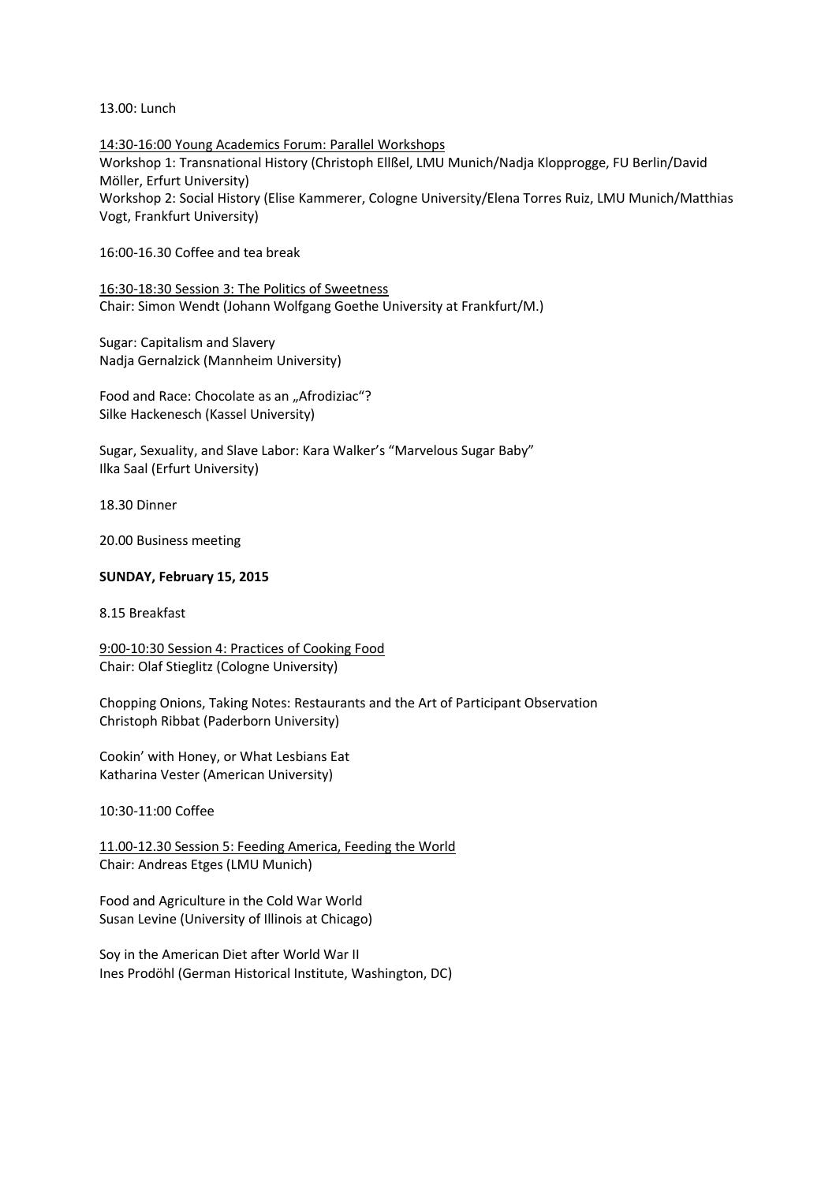13.00: Lunch

14:30-16:00 Young Academics Forum: Parallel Workshops
Workshop 1: Transnational History (Christoph Ellßel, LMU Munich/Nadja Klopprogge, FU Berlin/David Möller, Erfurt University)
Workshop 2: Social History (Elise Kammerer, Cologne University/Elena Torres Ruiz, LMU Munich/Matthias Vogt, Frankfurt University)

16:00-16.30 Coffee and tea break

16:30-18:30 Session 3: The Politics of Sweetness
Chair: Simon Wendt (Johann Wolfgang Goethe University at Frankfurt/M.)

Sugar: Capitalism and Slavery
Nadja Gernalzick (Mannheim University)

Food and Race: Chocolate as an „Afrodiziac"?
Silke Hackenesch (Kassel University)

Sugar, Sexuality, and Slave Labor: Kara Walker's "Marvelous Sugar Baby"
Ilka Saal (Erfurt University)

18.30 Dinner

20.00 Business meeting

**SUNDAY, February 15, 2015**

8.15 Breakfast

9:00-10:30 Session 4: Practices of Cooking Food
Chair: Olaf Stieglitz (Cologne University)

Chopping Onions, Taking Notes: Restaurants and the Art of Participant Observation
Christoph Ribbat (Paderborn University)

Cookin' with Honey, or What Lesbians Eat
Katharina Vester (American University)

10:30-11:00 Coffee

11.00-12.30 Session 5: Feeding America, Feeding the World
Chair: Andreas Etges (LMU Munich)

Food and Agriculture in the Cold War World
Susan Levine (University of Illinois at Chicago)

Soy in the American Diet after World War II
Ines Prodöhl (German Historical Institute, Washington, DC)